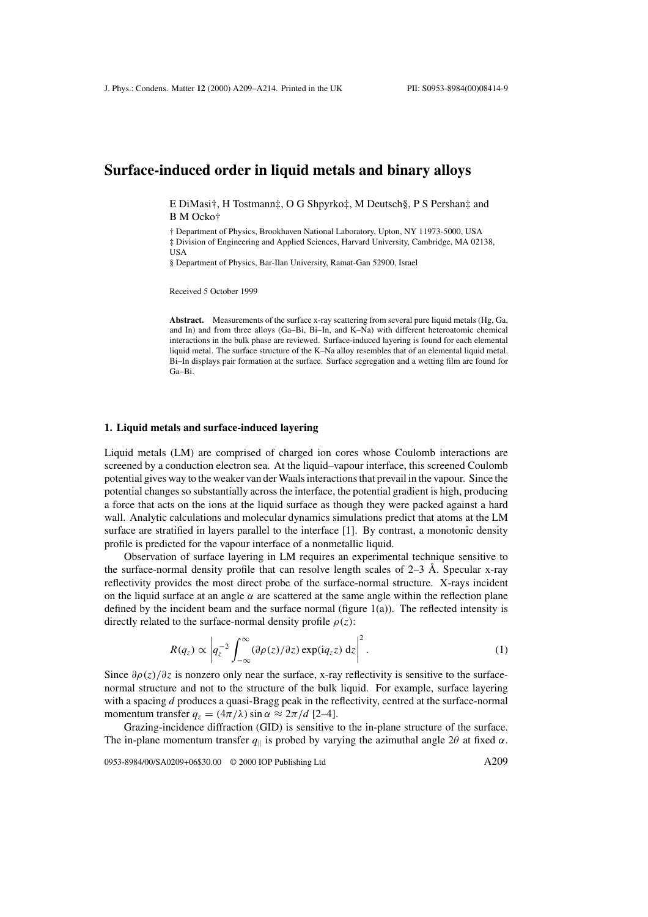# Surface-induced order in liquid metals and binary alloys

E DiMasi†, H Tostmann‡, O G Shpyrko‡, M Deutsch§, P S Pershan‡ and B M Ocko†

† Department of Physics, Brookhaven National Laboratory, Upton, NY 11973-5000, USA

‡ Division of Engineering and Applied Sciences, Harvard University, Cambridge, MA 02138, USA

§ Department of Physics, Bar-Ilan University, Ramat-Gan 52900, Israel

Received 5 October 1999

**Abstract.** Measurements of the surface x-ray scattering from several pure liquid metals (Hg, Ga, and In) and from three alloys (Ga–Bi, Bi–In, and K–Na) with different heteroatomic chemical interactions in the bulk phase are reviewed. Surface-induced layering is found for each elemental liquid metal. The surface structure of the K–Na alloy resembles that of an elemental liquid metal. Bi–In displays pair formation at the surface. Surface segregation and a wetting film are found for Ga–Bi.

## 1. Liquid metals and surface-induced layering

Liquid metals (LM) are comprised of charged ion cores whose Coulomb interactions are screened by a conduction electron sea. At the liquid–vapour interface, this screened Coulomb potential gives way to the weaker van der Waals interactions that prevail in the vapour. Since the potential changes so substantially across the interface, the potential gradient is high, producing a force that acts on the ions at the liquid surface as though they were packed against a hard wall. Analytic calculations and molecular dynamics simulations predict that atoms at the LM surface are stratified in layers parallel to the interface [1]. By contrast, a monotonic density profile is predicted for the vapour interface of a nonmetallic liquid.

Observation of surface layering in LM requires an experimental technique sensitive to the surface-normal density profile that can resolve length scales of 2–3 Å. Specular x-ray reflectivity provides the most direct probe of the surface-normal structure. X-rays incident on the liquid surface at an angle $\alpha$ are scattered at the same angle within the reflection plane defined by the incident beam and the surface normal (figure 1(a)). The reflected intensity is directly related to the surface-normal density profile $\rho(z)$:

$$R(q_z) \propto \left| q_z^{-2} \int_{-\infty}^{\infty} (\partial\rho(z)/\partial z) \exp(\mathrm{i}q_z z)\, \mathrm{d}z \right|^2. \tag{1}$$

Since $\partial\rho(z)/\partial z$ is nonzero only near the surface, x-ray reflectivity is sensitive to the surface-normal structure and not to the structure of the bulk liquid. For example, surface layering with a spacing $d$ produces a quasi-Bragg peak in the reflectivity, centred at the surface-normal momentum transfer $q_z = (4\pi/\lambda)\sin\alpha \approx 2\pi/d$ [2–4].

Grazing-incidence diffraction (GID) is sensitive to the in-plane structure of the surface. The in-plane momentum transfer $q_\parallel$ is probed by varying the azimuthal angle $2\theta$ at fixed $\alpha$.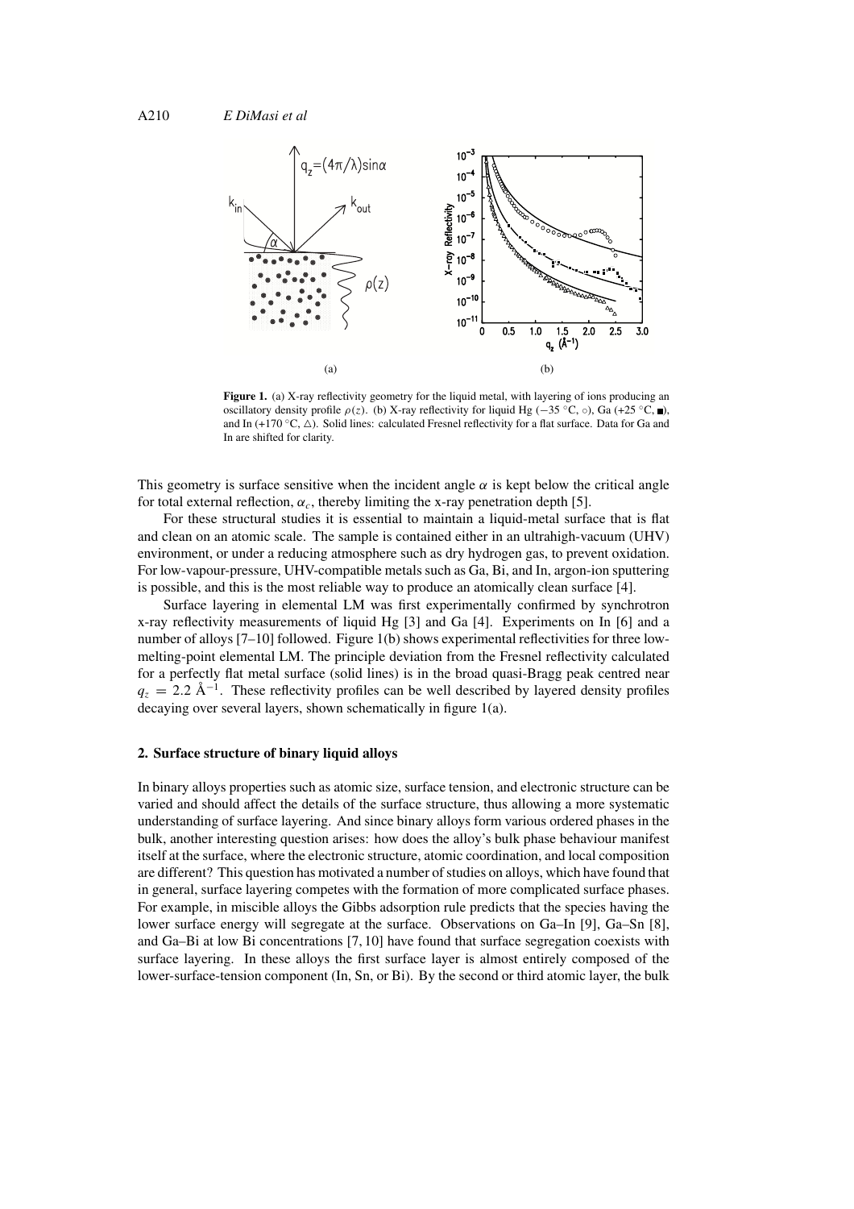**Figure 1.** (a) X-ray reflectivity geometry for the liquid metal, with layering of ions producing an oscillatory density profile $\rho(z)$. (b) X-ray reflectivity for liquid Hg (−35 °C, ○), Ga (+25 °C, ■), and In (+170 °C, △). Solid lines: calculated Fresnel reflectivity for a flat surface. Data for Ga and In are shifted for clarity.

This geometry is surface sensitive when the incident angle $\alpha$ is kept below the critical angle for total external reflection, $\alpha_c$, thereby limiting the x-ray penetration depth [5].

For these structural studies it is essential to maintain a liquid-metal surface that is flat and clean on an atomic scale. The sample is contained either in an ultrahigh-vacuum (UHV) environment, or under a reducing atmosphere such as dry hydrogen gas, to prevent oxidation. For low-vapour-pressure, UHV-compatible metals such as Ga, Bi, and In, argon-ion sputtering is possible, and this is the most reliable way to produce an atomically clean surface [4].

Surface layering in elemental LM was first experimentally confirmed by synchrotron x-ray reflectivity measurements of liquid Hg [3] and Ga [4]. Experiments on In [6] and a number of alloys [7–10] followed. Figure 1(b) shows experimental reflectivities for three low-melting-point elemental LM. The principle deviation from the Fresnel reflectivity calculated for a perfectly flat metal surface (solid lines) is in the broad quasi-Bragg peak centred near $q_z = 2.2$ Å$^{-1}$. These reflectivity profiles can be well described by layered density profiles decaying over several layers, shown schematically in figure 1(a).

## 2. Surface structure of binary liquid alloys

In binary alloys properties such as atomic size, surface tension, and electronic structure can be varied and should affect the details of the surface structure, thus allowing a more systematic understanding of surface layering. And since binary alloys form various ordered phases in the bulk, another interesting question arises: how does the alloy's bulk phase behaviour manifest itself at the surface, where the electronic structure, atomic coordination, and local composition are different? This question has motivated a number of studies on alloys, which have found that in general, surface layering competes with the formation of more complicated surface phases. For example, in miscible alloys the Gibbs adsorption rule predicts that the species having the lower surface energy will segregate at the surface. Observations on Ga–In [9], Ga–Sn [8], and Ga–Bi at low Bi concentrations [7, 10] have found that surface segregation coexists with surface layering. In these alloys the first surface layer is almost entirely composed of the lower-surface-tension component (In, Sn, or Bi). By the second or third atomic layer, the bulk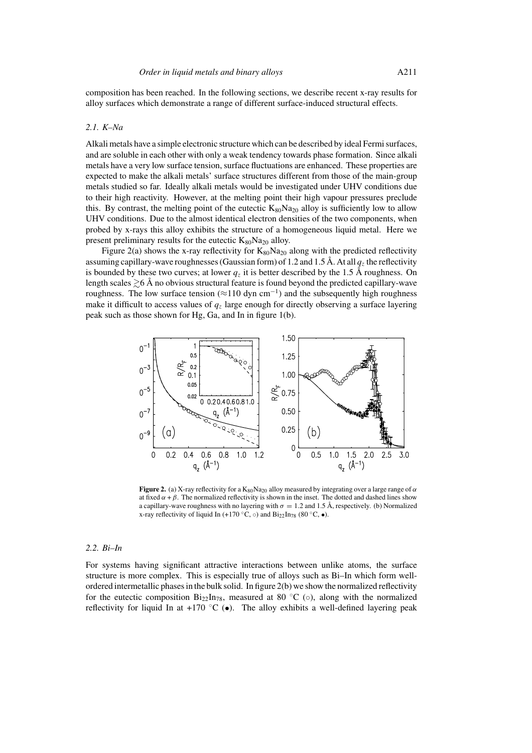composition has been reached. In the following sections, we describe recent x-ray results for alloy surfaces which demonstrate a range of different surface-induced structural effects.

### *2.1. K–Na*

Alkali metals have a simple electronic structure which can be described by ideal Fermi surfaces, and are soluble in each other with only a weak tendency towards phase formation. Since alkali metals have a very low surface tension, surface fluctuations are enhanced. These properties are expected to make the alkali metals' surface structures different from those of the main-group metals studied so far. Ideally alkali metals would be investigated under UHV conditions due to their high reactivity. However, at the melting point their high vapour pressures preclude this. By contrast, the melting point of the eutectic $K_{80}Na_{20}$ alloy is sufficiently low to allow UHV conditions. Due to the almost identical electron densities of the two components, when probed by x-rays this alloy exhibits the structure of a homogeneous liquid metal. Here we present preliminary results for the eutectic $K_{80}Na_{20}$ alloy.

Figure 2(a) shows the x-ray reflectivity for $K_{80}Na_{20}$ along with the predicted reflectivity assuming capillary-wave roughnesses (Gaussian form) of 1.2 and 1.5 Å. At all $q_z$ the reflectivity is bounded by these two curves; at lower $q_z$ it is better described by the 1.5 Å roughness. On length scales $\gtrsim$6 Å no obvious structural feature is found beyond the predicted capillary-wave roughness. The low surface tension ($\approx$110 dyn cm$^{-1}$) and the subsequently high roughness make it difficult to access values of $q_z$ large enough for directly observing a surface layering peak such as those shown for Hg, Ga, and In in figure 1(b).

**Figure 2.** (a) X-ray reflectivity for a $K_{80}Na_{20}$ alloy measured by integrating over a large range of $\alpha$ at fixed $\alpha + \beta$. The normalized reflectivity is shown in the inset. The dotted and dashed lines show a capillary-wave roughness with no layering with $\sigma = 1.2$ and 1.5 Å, respectively. (b) Normalized x-ray reflectivity of liquid In (+170 °C, ○) and $Bi_{22}In_{78}$ (80 °C, •).

### *2.2. Bi–In*

For systems having significant attractive interactions between unlike atoms, the surface structure is more complex. This is especially true of alloys such as Bi–In which form well-ordered intermetallic phases in the bulk solid. In figure 2(b) we show the normalized reflectivity for the eutectic composition $Bi_{22}In_{78}$, measured at 80 °C (○), along with the normalized reflectivity for liquid In at +170 °C (•). The alloy exhibits a well-defined layering peak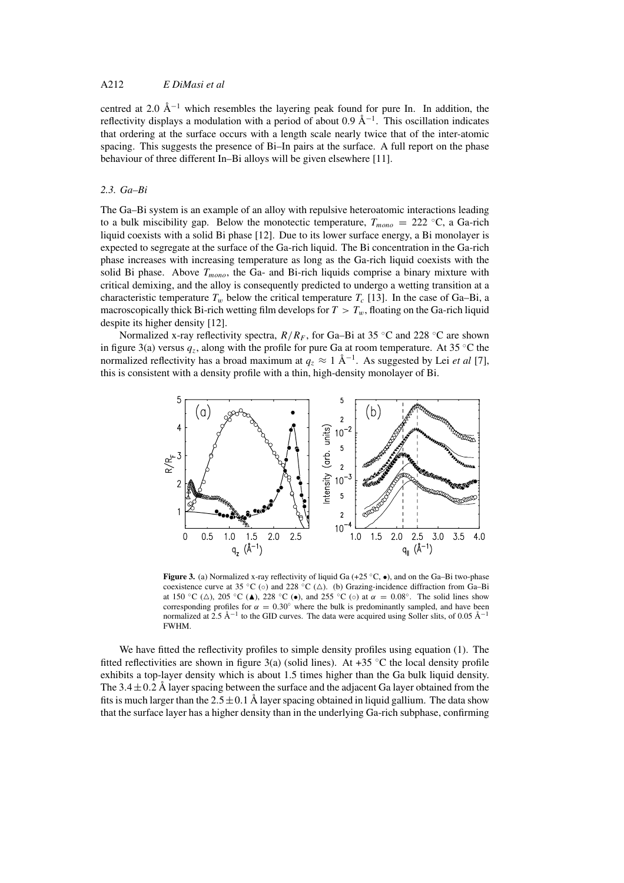centred at 2.0 Å$^{-1}$ which resembles the layering peak found for pure In. In addition, the reflectivity displays a modulation with a period of about 0.9 Å$^{-1}$. This oscillation indicates that ordering at the surface occurs with a length scale nearly twice that of the inter-atomic spacing. This suggests the presence of Bi–In pairs at the surface. A full report on the phase behaviour of three different In–Bi alloys will be given elsewhere [11].

### 2.3. Ga–Bi

The Ga–Bi system is an example of an alloy with repulsive heteroatomic interactions leading to a bulk miscibility gap. Below the monotectic temperature, $T_{mono} = 222$ °C, a Ga-rich liquid coexists with a solid Bi phase [12]. Due to its lower surface energy, a Bi monolayer is expected to segregate at the surface of the Ga-rich liquid. The Bi concentration in the Ga-rich phase increases with increasing temperature as long as the Ga-rich liquid coexists with the solid Bi phase. Above $T_{mono}$, the Ga- and Bi-rich liquids comprise a binary mixture with critical demixing, and the alloy is consequently predicted to undergo a wetting transition at a characteristic temperature $T_w$ below the critical temperature $T_c$ [13]. In the case of Ga–Bi, a macroscopically thick Bi-rich wetting film develops for $T > T_w$, floating on the Ga-rich liquid despite its higher density [12].

Normalized x-ray reflectivity spectra, $R/R_F$, for Ga–Bi at 35 °C and 228 °C are shown in figure 3(a) versus $q_z$, along with the profile for pure Ga at room temperature. At 35 °C the normalized reflectivity has a broad maximum at $q_z \approx 1$ Å$^{-1}$. As suggested by Lei *et al* [7], this is consistent with a density profile with a thin, high-density monolayer of Bi.

**Figure 3.** (a) Normalized x-ray reflectivity of liquid Ga (+25 °C, •), and on the Ga–Bi two-phase coexistence curve at 35 °C (○) and 228 °C (△). (b) Grazing-incidence diffraction from Ga–Bi at 150 °C (△), 205 °C (▲), 228 °C (•), and 255 °C (○) at $\alpha = 0.08°$. The solid lines show corresponding profiles for $\alpha = 0.30°$ where the bulk is predominantly sampled, and have been normalized at 2.5 Å$^{-1}$ to the GID curves. The data were acquired using Soller slits, of 0.05 Å$^{-1}$ FWHM.

We have fitted the reflectivity profiles to simple density profiles using equation (1). The fitted reflectivities are shown in figure 3(a) (solid lines). At +35 °C the local density profile exhibits a top-layer density which is about 1.5 times higher than the Ga bulk liquid density. The $3.4 \pm 0.2$ Å layer spacing between the surface and the adjacent Ga layer obtained from the fits is much larger than the $2.5 \pm 0.1$ Å layer spacing obtained in liquid gallium. The data show that the surface layer has a higher density than in the underlying Ga-rich subphase, confirming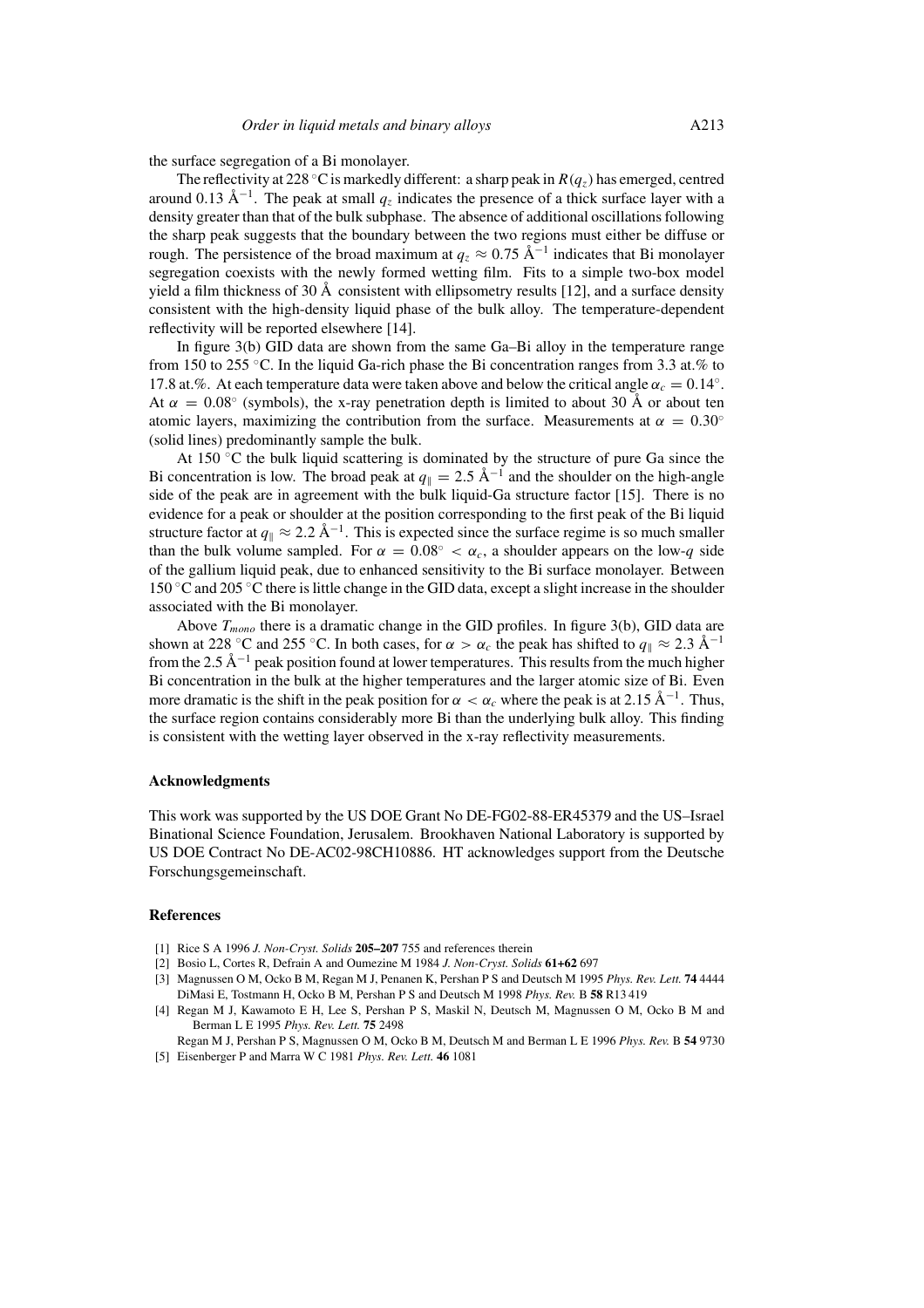the surface segregation of a Bi monolayer.

The reflectivity at 228 °C is markedly different: a sharp peak in $R(q_z)$ has emerged, centred around 0.13 Å$^{-1}$. The peak at small $q_z$ indicates the presence of a thick surface layer with a density greater than that of the bulk subphase. The absence of additional oscillations following the sharp peak suggests that the boundary between the two regions must either be diffuse or rough. The persistence of the broad maximum at $q_z \approx 0.75$ Å$^{-1}$ indicates that Bi monolayer segregation coexists with the newly formed wetting film. Fits to a simple two-box model yield a film thickness of 30 Å consistent with ellipsometry results [12], and a surface density consistent with the high-density liquid phase of the bulk alloy. The temperature-dependent reflectivity will be reported elsewhere [14].

In figure 3(b) GID data are shown from the same Ga–Bi alloy in the temperature range from 150 to 255 °C. In the liquid Ga-rich phase the Bi concentration ranges from 3.3 at.% to 17.8 at.%. At each temperature data were taken above and below the critical angle $\alpha_c = 0.14^\circ$. At $\alpha = 0.08^\circ$ (symbols), the x-ray penetration depth is limited to about 30 Å or about ten atomic layers, maximizing the contribution from the surface. Measurements at $\alpha = 0.30^\circ$ (solid lines) predominantly sample the bulk.

At 150 °C the bulk liquid scattering is dominated by the structure of pure Ga since the Bi concentration is low. The broad peak at $q_\parallel = 2.5$ Å$^{-1}$ and the shoulder on the high-angle side of the peak are in agreement with the bulk liquid-Ga structure factor [15]. There is no evidence for a peak or shoulder at the position corresponding to the first peak of the Bi liquid structure factor at $q_\parallel \approx 2.2$ Å$^{-1}$. This is expected since the surface regime is so much smaller than the bulk volume sampled. For $\alpha = 0.08^\circ < \alpha_c$, a shoulder appears on the low-$q$ side of the gallium liquid peak, due to enhanced sensitivity to the Bi surface monolayer. Between 150 °C and 205 °C there is little change in the GID data, except a slight increase in the shoulder associated with the Bi monolayer.

Above $T_{mono}$ there is a dramatic change in the GID profiles. In figure 3(b), GID data are shown at 228 °C and 255 °C. In both cases, for $\alpha > \alpha_c$ the peak has shifted to $q_\parallel \approx 2.3$ Å$^{-1}$ from the 2.5 Å$^{-1}$ peak position found at lower temperatures. This results from the much higher Bi concentration in the bulk at the higher temperatures and the larger atomic size of Bi. Even more dramatic is the shift in the peak position for $\alpha < \alpha_c$ where the peak is at 2.15 Å$^{-1}$. Thus, the surface region contains considerably more Bi than the underlying bulk alloy. This finding is consistent with the wetting layer observed in the x-ray reflectivity measurements.

## Acknowledgments

This work was supported by the US DOE Grant No DE-FG02-88-ER45379 and the US–Israel Binational Science Foundation, Jerusalem. Brookhaven National Laboratory is supported by US DOE Contract No DE-AC02-98CH10886. HT acknowledges support from the Deutsche Forschungsgemeinschaft.

## References

[1] Rice S A 1996 *J. Non-Cryst. Solids* **205–207** 755 and references therein

[2] Bosio L, Cortes R, Defrain A and Oumezine M 1984 *J. Non-Cryst. Solids* **61+62** 697

[3] Magnussen O M, Ocko B M, Regan M J, Penanen K, Pershan P S and Deutsch M 1995 *Phys. Rev. Lett.* **74** 4444
DiMasi E, Tostmann H, Ocko B M, Pershan P S and Deutsch M 1998 *Phys. Rev.* B **58** R13 419

[4] Regan M J, Kawamoto E H, Lee S, Pershan P S, Maskil N, Deutsch M, Magnussen O M, Ocko B M and Berman L E 1995 *Phys. Rev. Lett.* **75** 2498
Regan M J, Pershan P S, Magnussen O M, Ocko B M, Deutsch M and Berman L E 1996 *Phys. Rev.* B **54** 9730

[5] Eisenberger P and Marra W C 1981 *Phys. Rev. Lett.* **46** 1081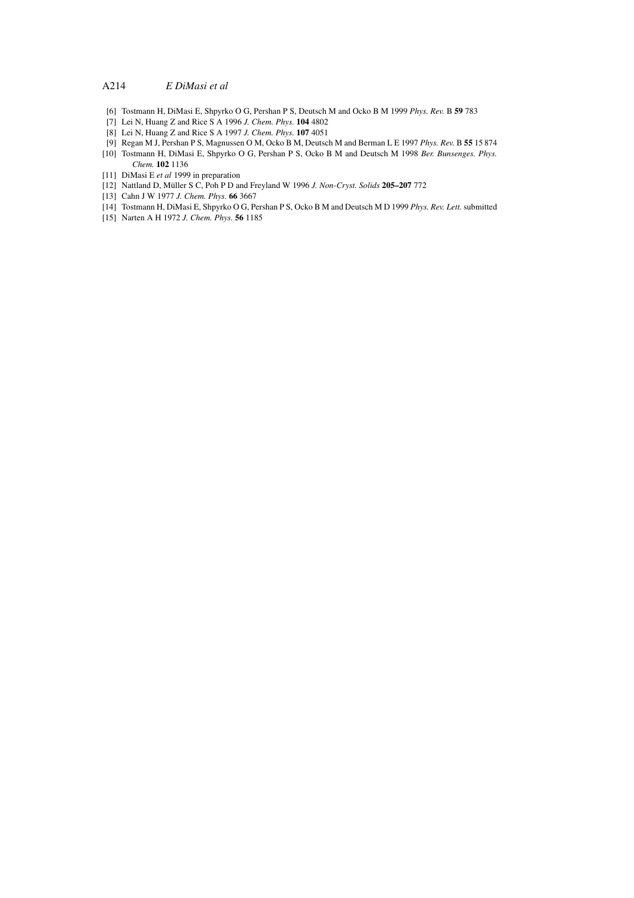[6] Tostmann H, DiMasi E, Shpyrko O G, Pershan P S, Deutsch M and Ocko B M 1999 *Phys. Rev.* B **59** 783

[7] Lei N, Huang Z and Rice S A 1996 *J. Chem. Phys.* **104** 4802

[8] Lei N, Huang Z and Rice S A 1997 *J. Chem. Phys.* **107** 4051

[9] Regan M J, Pershan P S, Magnussen O M, Ocko B M, Deutsch M and Berman L E 1997 *Phys. Rev.* B **55** 15 874

[10] Tostmann H, DiMasi E, Shpyrko O G, Pershan P S, Ocko B M and Deutsch M 1998 *Ber. Bunsenges. Phys. Chem.* **102** 1136

[11] DiMasi E *et al* 1999 in preparation

[12] Nattland D, Müller S C, Poh P D and Freyland W 1996 *J. Non-Cryst. Solids* **205–207** 772

[13] Cahn J W 1977 *J. Chem. Phys.* **66** 3667

[14] Tostmann H, DiMasi E, Shpyrko O G, Pershan P S, Ocko B M and Deutsch M D 1999 *Phys. Rev. Lett.* submitted

[15] Narten A H 1972 *J. Chem. Phys.* **56** 1185